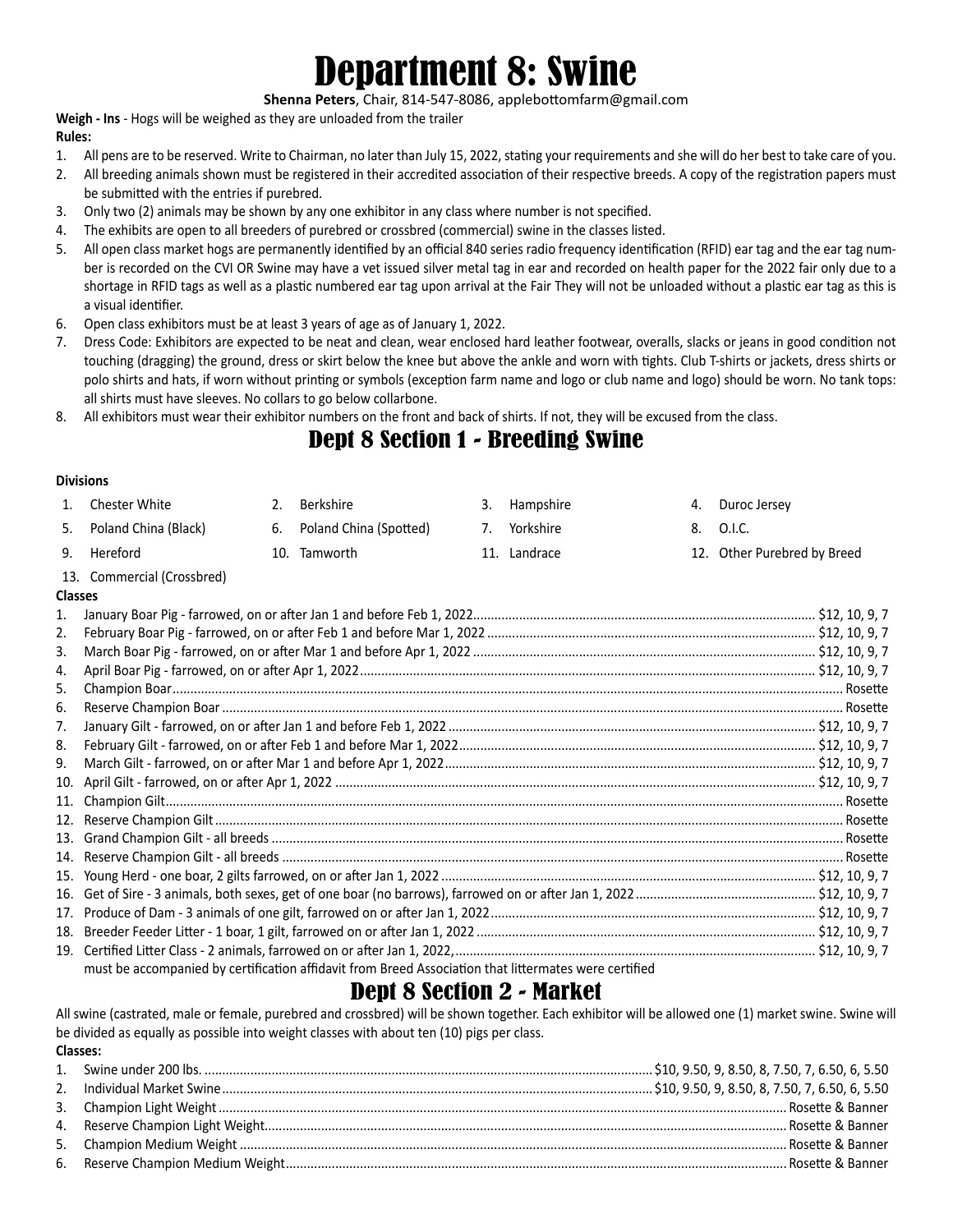# Department 8: Swine

**Shenna Peters**, Chair, 814-547-8086, applebottomfarm@gmail.com

**Weigh - Ins** - Hogs will be weighed as they are unloaded from the trailer

**Rules:**

1. All pens are to be reserved. Write to Chairman, no later than July 15, 2022, stating your requirements and she will do her best to take care of you.
2. All breeding animals shown must be registered in their accredited association of their respective breeds. A copy of the registration papers must be submitted with the entries if purebred.
3. Only two (2) animals may be shown by any one exhibitor in any class where number is not specified.
4. The exhibits are open to all breeders of purebred or crossbred (commercial) swine in the classes listed.
5. All open class market hogs are permanently identified by an official 840 series radio frequency identification (RFID) ear tag and the ear tag number is recorded on the CVI OR Swine may have a vet issued silver metal tag in ear and recorded on health paper for the 2022 fair only due to a shortage in RFID tags as well as a plastic numbered ear tag upon arrival at the Fair They will not be unloaded without a plastic ear tag as this is a visual identifier.
6. Open class exhibitors must be at least 3 years of age as of January 1, 2022.
7. Dress Code: Exhibitors are expected to be neat and clean, wear enclosed hard leather footwear, overalls, slacks or jeans in good condition not touching (dragging) the ground, dress or skirt below the knee but above the ankle and worn with tights. Club T-shirts or jackets, dress shirts or polo shirts and hats, if worn without printing or symbols (exception farm name and logo or club name and logo) should be worn. No tank tops: all shirts must have sleeves. No collars to go below collarbone.
8. All exhibitors must wear their exhibitor numbers on the front and back of shirts. If not, they will be excused from the class.

## Dept 8 Section 1 - Breeding Swine

**Divisions**

1. Chester White
2. Berkshire
3. Hampshire
4. Duroc Jersey
5. Poland China (Black)
6. Poland China (Spotted)
7. Yorkshire
8. O.I.C.
9. Hereford
10. Tamworth
11. Landrace
12. Other Purebred by Breed
13. Commercial (Crossbred)

**Classes**

1. January Boar Pig - farrowed, on or after Jan 1 and before Feb 1, 2022 ........ $12, 10, 9, 7
2. February Boar Pig - farrowed, on or after Feb 1 and before Mar 1, 2022 ........ $12, 10, 9, 7
3. March Boar Pig - farrowed, on or after Mar 1 and before Apr 1, 2022 ........ $12, 10, 9, 7
4. April Boar Pig - farrowed, on or after Apr 1, 2022 ........ $12, 10, 9, 7
5. Champion Boar ........ Rosette
6. Reserve Champion Boar ........ Rosette
7. January Gilt - farrowed, on or after Jan 1 and before Feb 1, 2022 ........ $12, 10, 9, 7
8. February Gilt - farrowed, on or after Feb 1 and before Mar 1, 2022 ........ $12, 10, 9, 7
9. March Gilt - farrowed, on or after Mar 1 and before Apr 1, 2022 ........ $12, 10, 9, 7
10. April Gilt - farrowed, on or after Apr 1, 2022 ........ $12, 10, 9, 7
11. Champion Gilt ........ Rosette
12. Reserve Champion Gilt ........ Rosette
13. Grand Champion Gilt - all breeds ........ Rosette
14. Reserve Champion Gilt - all breeds ........ Rosette
15. Young Herd - one boar, 2 gilts farrowed, on or after Jan 1, 2022 ........ $12, 10, 9, 7
16. Get of Sire - 3 animals, both sexes, get of one boar (no barrows), farrowed on or after Jan 1, 2022 ........ $12, 10, 9, 7
17. Produce of Dam - 3 animals of one gilt, farrowed on or after Jan 1, 2022 ........ $12, 10, 9, 7
18. Breeder Feeder Litter - 1 boar, 1 gilt, farrowed on or after Jan 1, 2022 ........ $12, 10, 9, 7
19. Certified Litter Class - 2 animals, farrowed on or after Jan 1, 2022, ........ $12, 10, 9, 7
    must be accompanied by certification affidavit from Breed Association that littermates were certified

## Dept 8 Section 2 - Market

All swine (castrated, male or female, purebred and crossbred) will be shown together. Each exhibitor will be allowed one (1) market swine. Swine will be divided as equally as possible into weight classes with about ten (10) pigs per class.

**Classes:**

1. Swine under 200 lbs. ........ $10, 9.50, 9, 8.50, 8, 7.50, 7, 6.50, 6, 5.50
2. Individual Market Swine ........ $10, 9.50, 9, 8.50, 8, 7.50, 7, 6.50, 6, 5.50
3. Champion Light Weight ........ Rosette & Banner
4. Reserve Champion Light Weight ........ Rosette & Banner
5. Champion Medium Weight ........ Rosette & Banner
6. Reserve Champion Medium Weight ........ Rosette & Banner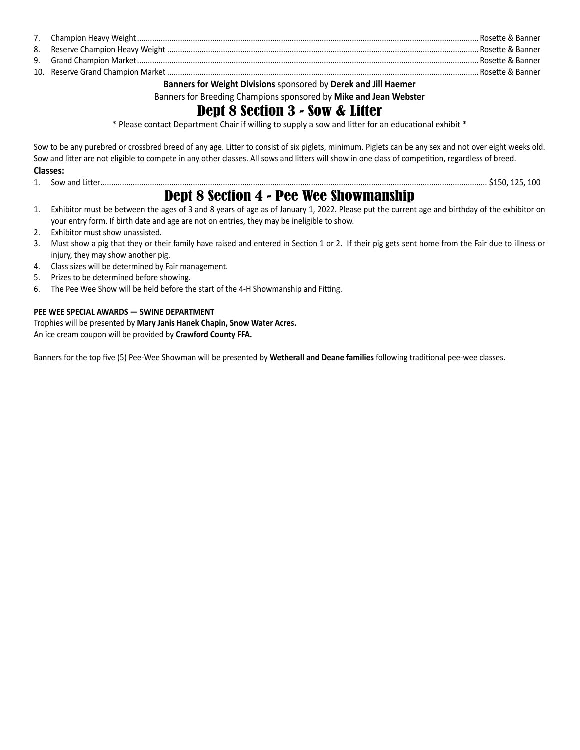7. Champion Heavy Weight .......... Rosette & Banner
8. Reserve Champion Heavy Weight .......... Rosette & Banner
9. Grand Champion Market .......... Rosette & Banner
10. Reserve Grand Champion Market .......... Rosette & Banner

**Banners for Weight Divisions** sponsored by **Derek and Jill Haemer**

Banners for Breeding Champions sponsored by **Mike and Jean Webster**

# Dept 8 Section 3 - Sow & Litter

\* Please contact Department Chair if willing to supply a sow and litter for an educational exhibit \*

Sow to be any purebred or crossbred breed of any age. Litter to consist of six piglets, minimum. Piglets can be any sex and not over eight weeks old. Sow and litter are not eligible to compete in any other classes. All sows and litters will show in one class of competition, regardless of breed.

**Classes:**

1. Sow and Litter .......... $150, 125, 100

# Dept 8 Section 4 - Pee Wee Showmanship

1. Exhibitor must be between the ages of 3 and 8 years of age as of January 1, 2022. Please put the current age and birthday of the exhibitor on your entry form. If birth date and age are not on entries, they may be ineligible to show.
2. Exhibitor must show unassisted.
3. Must show a pig that they or their family have raised and entered in Section 1 or 2. If their pig gets sent home from the Fair due to illness or injury, they may show another pig.
4. Class sizes will be determined by Fair management.
5. Prizes to be determined before showing.
6. The Pee Wee Show will be held before the start of the 4-H Showmanship and Fitting.

**PEE WEE SPECIAL AWARDS — SWINE DEPARTMENT**

Trophies will be presented by **Mary Janis Hanek Chapin, Snow Water Acres.**

An ice cream coupon will be provided by **Crawford County FFA.**

Banners for the top five (5) Pee-Wee Showman will be presented by **Wetherall and Deane families** following traditional pee-wee classes.